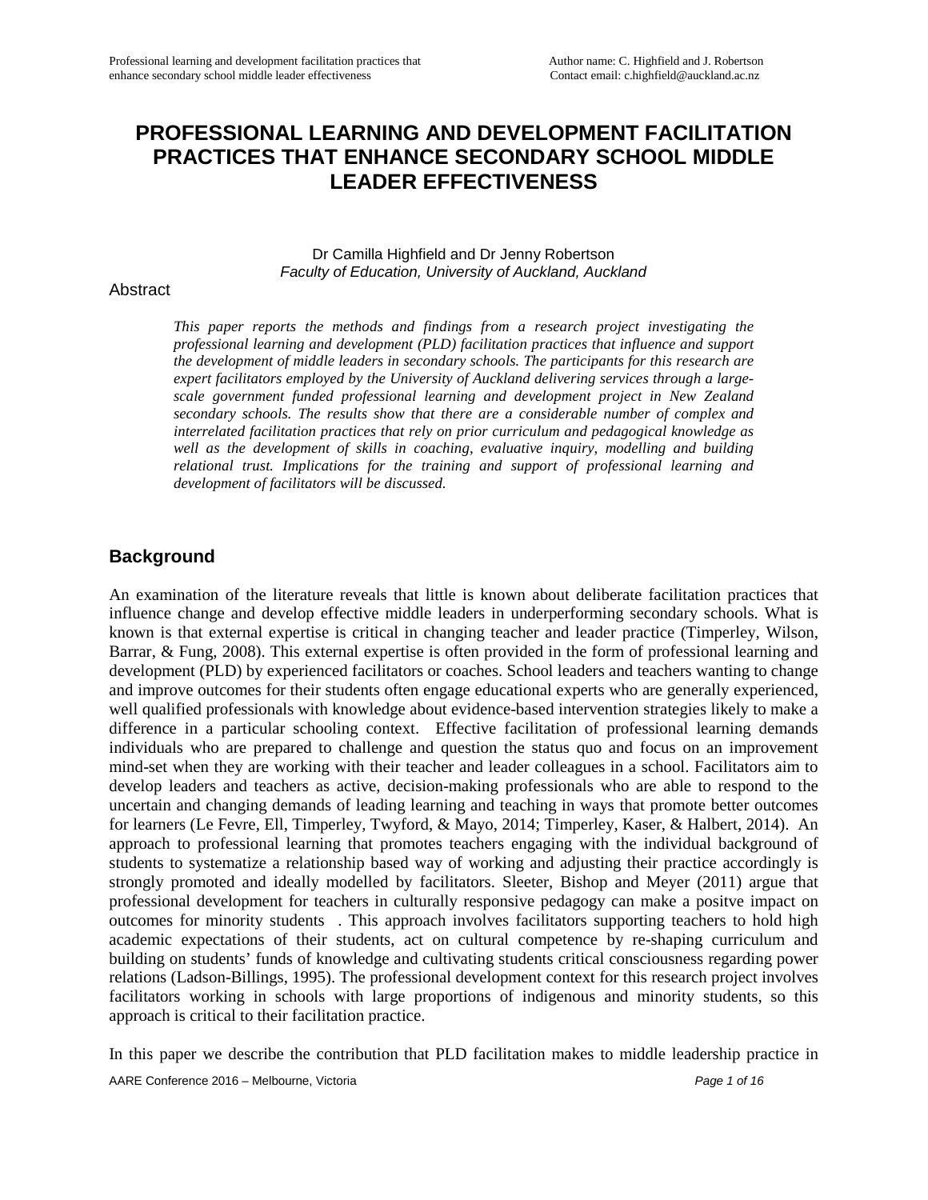# PROFESSIONAL LEARNING AND DEVELOPMENT FACILITATION PRACTICES THAT ENHANCE SECONDARY SCHOOL MIDDLE LEADER EFFECTIVENESS

Dr Camilla Highfield and Dr Jenny Robertson
*Faculty of Education, University of Auckland, Auckland*

Abstract

*This paper reports the methods and findings from a research project investigating the professional learning and development (PLD) facilitation practices that influence and support the development of middle leaders in secondary schools. The participants for this research are expert facilitators employed by the University of Auckland delivering services through a large-scale government funded professional learning and development project in New Zealand secondary schools. The results show that there are a considerable number of complex and interrelated facilitation practices that rely on prior curriculum and pedagogical knowledge as well as the development of skills in coaching, evaluative inquiry, modelling and building relational trust. Implications for the training and support of professional learning and development of facilitators will be discussed.*

## Background

An examination of the literature reveals that little is known about deliberate facilitation practices that influence change and develop effective middle leaders in underperforming secondary schools. What is known is that external expertise is critical in changing teacher and leader practice (Timperley, Wilson, Barrar, & Fung, 2008). This external expertise is often provided in the form of professional learning and development (PLD) by experienced facilitators or coaches. School leaders and teachers wanting to change and improve outcomes for their students often engage educational experts who are generally experienced, well qualified professionals with knowledge about evidence-based intervention strategies likely to make a difference in a particular schooling context. Effective facilitation of professional learning demands individuals who are prepared to challenge and question the status quo and focus on an improvement mind-set when they are working with their teacher and leader colleagues in a school. Facilitators aim to develop leaders and teachers as active, decision-making professionals who are able to respond to the uncertain and changing demands of leading learning and teaching in ways that promote better outcomes for learners (Le Fevre, Ell, Timperley, Twyford, & Mayo, 2014; Timperley, Kaser, & Halbert, 2014). An approach to professional learning that promotes teachers engaging with the individual background of students to systematize a relationship based way of working and adjusting their practice accordingly is strongly promoted and ideally modelled by facilitators. Sleeter, Bishop and Meyer (2011) argue that professional development for teachers in culturally responsive pedagogy can make a positve impact on outcomes for minority students . This approach involves facilitators supporting teachers to hold high academic expectations of their students, act on cultural competence by re-shaping curriculum and building on students' funds of knowledge and cultivating students critical consciousness regarding power relations (Ladson-Billings, 1995). The professional development context for this research project involves facilitators working in schools with large proportions of indigenous and minority students, so this approach is critical to their facilitation practice.

In this paper we describe the contribution that PLD facilitation makes to middle leadership practice in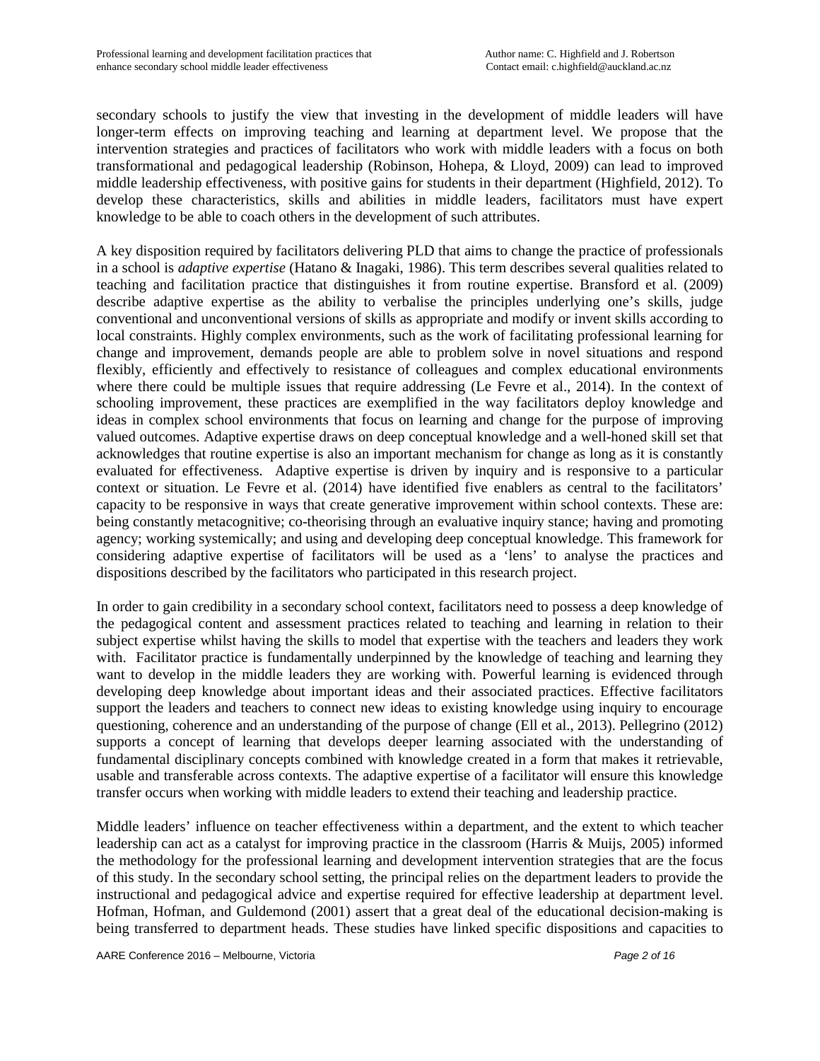secondary schools to justify the view that investing in the development of middle leaders will have longer-term effects on improving teaching and learning at department level. We propose that the intervention strategies and practices of facilitators who work with middle leaders with a focus on both transformational and pedagogical leadership (Robinson, Hohepa, & Lloyd, 2009) can lead to improved middle leadership effectiveness, with positive gains for students in their department (Highfield, 2012). To develop these characteristics, skills and abilities in middle leaders, facilitators must have expert knowledge to be able to coach others in the development of such attributes.

A key disposition required by facilitators delivering PLD that aims to change the practice of professionals in a school is *adaptive expertise* (Hatano & Inagaki, 1986). This term describes several qualities related to teaching and facilitation practice that distinguishes it from routine expertise. Bransford et al. (2009) describe adaptive expertise as the ability to verbalise the principles underlying one's skills, judge conventional and unconventional versions of skills as appropriate and modify or invent skills according to local constraints. Highly complex environments, such as the work of facilitating professional learning for change and improvement, demands people are able to problem solve in novel situations and respond flexibly, efficiently and effectively to resistance of colleagues and complex educational environments where there could be multiple issues that require addressing (Le Fevre et al., 2014). In the context of schooling improvement, these practices are exemplified in the way facilitators deploy knowledge and ideas in complex school environments that focus on learning and change for the purpose of improving valued outcomes. Adaptive expertise draws on deep conceptual knowledge and a well-honed skill set that acknowledges that routine expertise is also an important mechanism for change as long as it is constantly evaluated for effectiveness. Adaptive expertise is driven by inquiry and is responsive to a particular context or situation. Le Fevre et al. (2014) have identified five enablers as central to the facilitators' capacity to be responsive in ways that create generative improvement within school contexts. These are: being constantly metacognitive; co-theorising through an evaluative inquiry stance; having and promoting agency; working systemically; and using and developing deep conceptual knowledge. This framework for considering adaptive expertise of facilitators will be used as a 'lens' to analyse the practices and dispositions described by the facilitators who participated in this research project.

In order to gain credibility in a secondary school context, facilitators need to possess a deep knowledge of the pedagogical content and assessment practices related to teaching and learning in relation to their subject expertise whilst having the skills to model that expertise with the teachers and leaders they work with. Facilitator practice is fundamentally underpinned by the knowledge of teaching and learning they want to develop in the middle leaders they are working with. Powerful learning is evidenced through developing deep knowledge about important ideas and their associated practices. Effective facilitators support the leaders and teachers to connect new ideas to existing knowledge using inquiry to encourage questioning, coherence and an understanding of the purpose of change (Ell et al., 2013). Pellegrino (2012) supports a concept of learning that develops deeper learning associated with the understanding of fundamental disciplinary concepts combined with knowledge created in a form that makes it retrievable, usable and transferable across contexts. The adaptive expertise of a facilitator will ensure this knowledge transfer occurs when working with middle leaders to extend their teaching and leadership practice.

Middle leaders' influence on teacher effectiveness within a department, and the extent to which teacher leadership can act as a catalyst for improving practice in the classroom (Harris & Muijs, 2005) informed the methodology for the professional learning and development intervention strategies that are the focus of this study. In the secondary school setting, the principal relies on the department leaders to provide the instructional and pedagogical advice and expertise required for effective leadership at department level. Hofman, Hofman, and Guldemond (2001) assert that a great deal of the educational decision-making is being transferred to department heads. These studies have linked specific dispositions and capacities to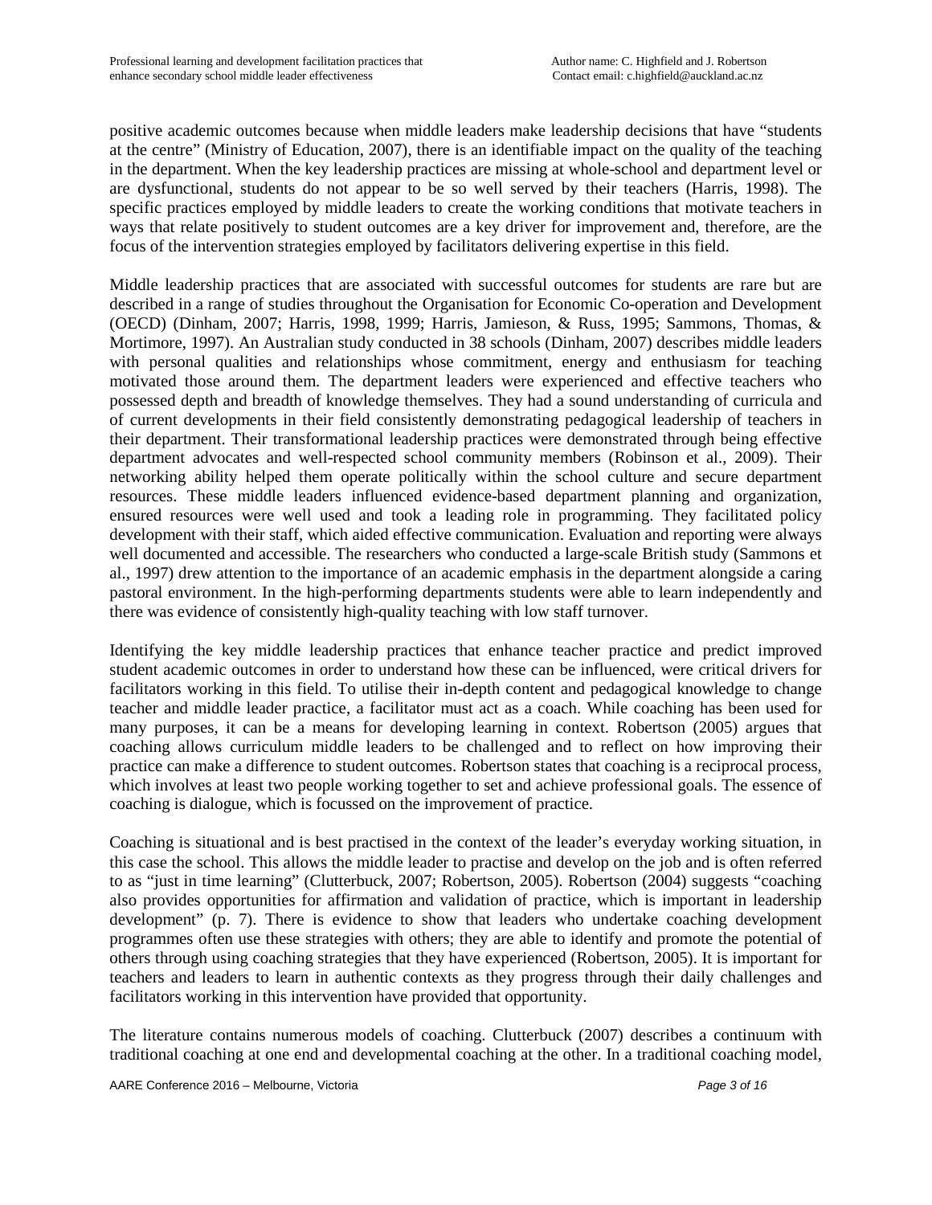positive academic outcomes because when middle leaders make leadership decisions that have "students at the centre" (Ministry of Education, 2007), there is an identifiable impact on the quality of the teaching in the department. When the key leadership practices are missing at whole-school and department level or are dysfunctional, students do not appear to be so well served by their teachers (Harris, 1998). The specific practices employed by middle leaders to create the working conditions that motivate teachers in ways that relate positively to student outcomes are a key driver for improvement and, therefore, are the focus of the intervention strategies employed by facilitators delivering expertise in this field.

Middle leadership practices that are associated with successful outcomes for students are rare but are described in a range of studies throughout the Organisation for Economic Co-operation and Development (OECD) (Dinham, 2007; Harris, 1998, 1999; Harris, Jamieson, & Russ, 1995; Sammons, Thomas, & Mortimore, 1997). An Australian study conducted in 38 schools (Dinham, 2007) describes middle leaders with personal qualities and relationships whose commitment, energy and enthusiasm for teaching motivated those around them. The department leaders were experienced and effective teachers who possessed depth and breadth of knowledge themselves. They had a sound understanding of curricula and of current developments in their field consistently demonstrating pedagogical leadership of teachers in their department. Their transformational leadership practices were demonstrated through being effective department advocates and well-respected school community members (Robinson et al., 2009). Their networking ability helped them operate politically within the school culture and secure department resources. These middle leaders influenced evidence-based department planning and organization, ensured resources were well used and took a leading role in programming. They facilitated policy development with their staff, which aided effective communication. Evaluation and reporting were always well documented and accessible. The researchers who conducted a large-scale British study (Sammons et al., 1997) drew attention to the importance of an academic emphasis in the department alongside a caring pastoral environment. In the high-performing departments students were able to learn independently and there was evidence of consistently high-quality teaching with low staff turnover.

Identifying the key middle leadership practices that enhance teacher practice and predict improved student academic outcomes in order to understand how these can be influenced, were critical drivers for facilitators working in this field. To utilise their in-depth content and pedagogical knowledge to change teacher and middle leader practice, a facilitator must act as a coach. While coaching has been used for many purposes, it can be a means for developing learning in context. Robertson (2005) argues that coaching allows curriculum middle leaders to be challenged and to reflect on how improving their practice can make a difference to student outcomes. Robertson states that coaching is a reciprocal process, which involves at least two people working together to set and achieve professional goals. The essence of coaching is dialogue, which is focussed on the improvement of practice.

Coaching is situational and is best practised in the context of the leader's everyday working situation, in this case the school. This allows the middle leader to practise and develop on the job and is often referred to as "just in time learning" (Clutterbuck, 2007; Robertson, 2005). Robertson (2004) suggests "coaching also provides opportunities for affirmation and validation of practice, which is important in leadership development" (p. 7). There is evidence to show that leaders who undertake coaching development programmes often use these strategies with others; they are able to identify and promote the potential of others through using coaching strategies that they have experienced (Robertson, 2005). It is important for teachers and leaders to learn in authentic contexts as they progress through their daily challenges and facilitators working in this intervention have provided that opportunity.

The literature contains numerous models of coaching. Clutterbuck (2007) describes a continuum with traditional coaching at one end and developmental coaching at the other. In a traditional coaching model,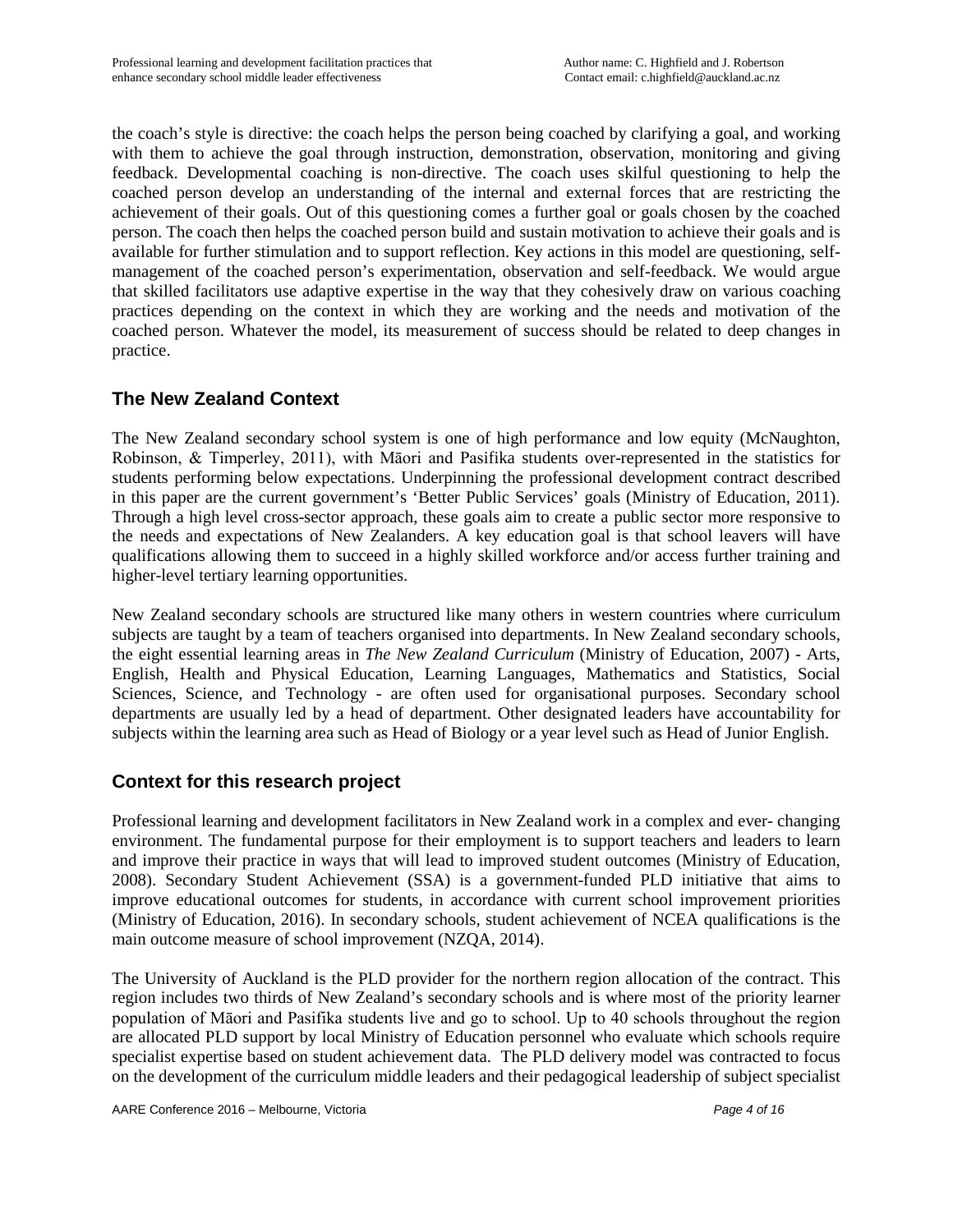the coach's style is directive: the coach helps the person being coached by clarifying a goal, and working with them to achieve the goal through instruction, demonstration, observation, monitoring and giving feedback. Developmental coaching is non-directive. The coach uses skilful questioning to help the coached person develop an understanding of the internal and external forces that are restricting the achievement of their goals. Out of this questioning comes a further goal or goals chosen by the coached person. The coach then helps the coached person build and sustain motivation to achieve their goals and is available for further stimulation and to support reflection. Key actions in this model are questioning, self-management of the coached person's experimentation, observation and self-feedback. We would argue that skilled facilitators use adaptive expertise in the way that they cohesively draw on various coaching practices depending on the context in which they are working and the needs and motivation of the coached person. Whatever the model, its measurement of success should be related to deep changes in practice.

## The New Zealand Context

The New Zealand secondary school system is one of high performance and low equity (McNaughton, Robinson, & Timperley, 2011), with Māori and Pasifika students over-represented in the statistics for students performing below expectations. Underpinning the professional development contract described in this paper are the current government's 'Better Public Services' goals (Ministry of Education, 2011). Through a high level cross-sector approach, these goals aim to create a public sector more responsive to the needs and expectations of New Zealanders. A key education goal is that school leavers will have qualifications allowing them to succeed in a highly skilled workforce and/or access further training and higher-level tertiary learning opportunities.

New Zealand secondary schools are structured like many others in western countries where curriculum subjects are taught by a team of teachers organised into departments. In New Zealand secondary schools, the eight essential learning areas in *The New Zealand Curriculum* (Ministry of Education, 2007) - Arts, English, Health and Physical Education, Learning Languages, Mathematics and Statistics, Social Sciences, Science, and Technology - are often used for organisational purposes. Secondary school departments are usually led by a head of department. Other designated leaders have accountability for subjects within the learning area such as Head of Biology or a year level such as Head of Junior English.

## Context for this research project

Professional learning and development facilitators in New Zealand work in a complex and ever- changing environment. The fundamental purpose for their employment is to support teachers and leaders to learn and improve their practice in ways that will lead to improved student outcomes (Ministry of Education, 2008). Secondary Student Achievement (SSA) is a government-funded PLD initiative that aims to improve educational outcomes for students, in accordance with current school improvement priorities (Ministry of Education, 2016). In secondary schools, student achievement of NCEA qualifications is the main outcome measure of school improvement (NZQA, 2014).

The University of Auckland is the PLD provider for the northern region allocation of the contract. This region includes two thirds of New Zealand's secondary schools and is where most of the priority learner population of Māori and Pasifika students live and go to school. Up to 40 schools throughout the region are allocated PLD support by local Ministry of Education personnel who evaluate which schools require specialist expertise based on student achievement data. The PLD delivery model was contracted to focus on the development of the curriculum middle leaders and their pedagogical leadership of subject specialist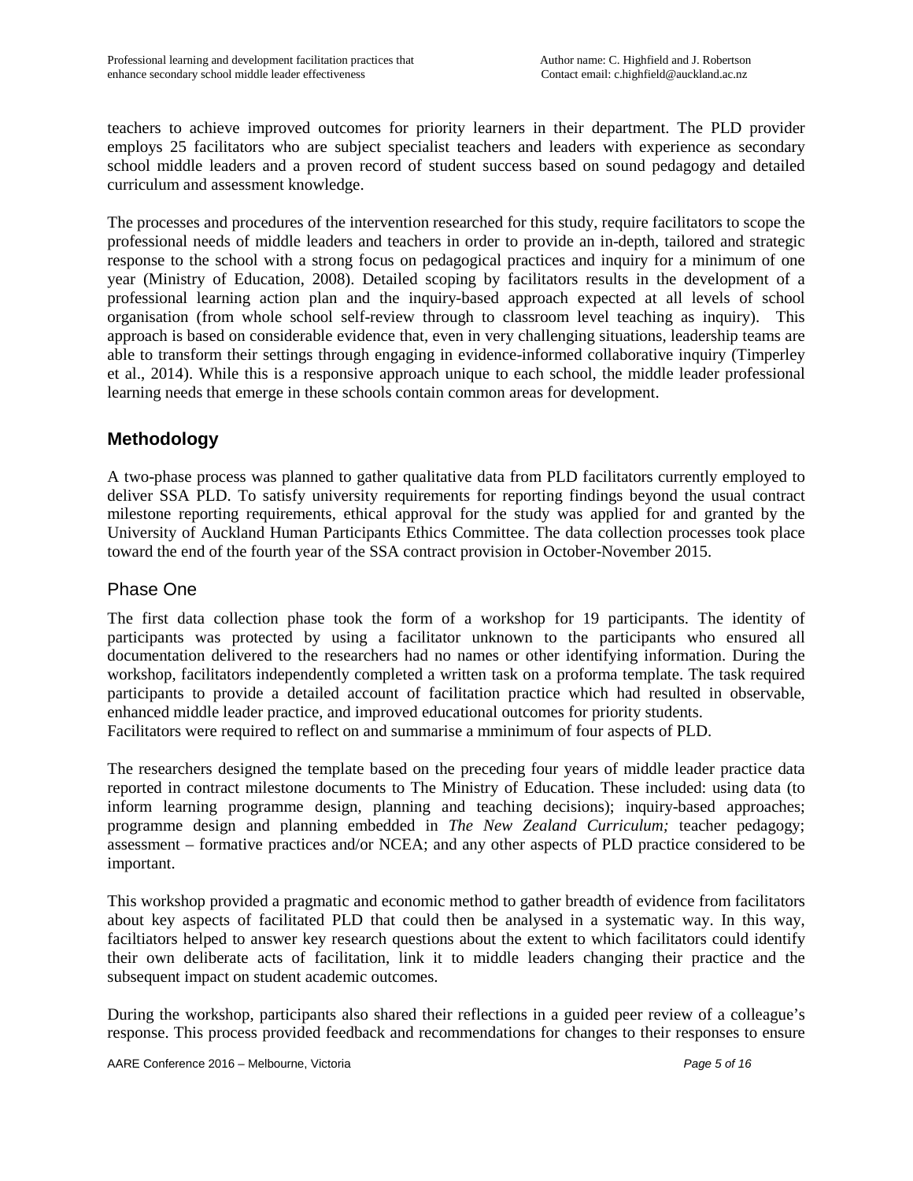teachers to achieve improved outcomes for priority learners in their department. The PLD provider employs 25 facilitators who are subject specialist teachers and leaders with experience as secondary school middle leaders and a proven record of student success based on sound pedagogy and detailed curriculum and assessment knowledge.

The processes and procedures of the intervention researched for this study, require facilitators to scope the professional needs of middle leaders and teachers in order to provide an in-depth, tailored and strategic response to the school with a strong focus on pedagogical practices and inquiry for a minimum of one year (Ministry of Education, 2008). Detailed scoping by facilitators results in the development of a professional learning action plan and the inquiry-based approach expected at all levels of school organisation (from whole school self-review through to classroom level teaching as inquiry). This approach is based on considerable evidence that, even in very challenging situations, leadership teams are able to transform their settings through engaging in evidence-informed collaborative inquiry (Timperley et al., 2014). While this is a responsive approach unique to each school, the middle leader professional learning needs that emerge in these schools contain common areas for development.

## Methodology

A two-phase process was planned to gather qualitative data from PLD facilitators currently employed to deliver SSA PLD. To satisfy university requirements for reporting findings beyond the usual contract milestone reporting requirements, ethical approval for the study was applied for and granted by the University of Auckland Human Participants Ethics Committee. The data collection processes took place toward the end of the fourth year of the SSA contract provision in October-November 2015.

### Phase One

The first data collection phase took the form of a workshop for 19 participants. The identity of participants was protected by using a facilitator unknown to the participants who ensured all documentation delivered to the researchers had no names or other identifying information. During the workshop, facilitators independently completed a written task on a proforma template. The task required participants to provide a detailed account of facilitation practice which had resulted in observable, enhanced middle leader practice, and improved educational outcomes for priority students.
Facilitators were required to reflect on and summarise a mminimum of four aspects of PLD.

The researchers designed the template based on the preceding four years of middle leader practice data reported in contract milestone documents to The Ministry of Education. These included: using data (to inform learning programme design, planning and teaching decisions); inquiry-based approaches; programme design and planning embedded in *The New Zealand Curriculum;* teacher pedagogy; assessment – formative practices and/or NCEA; and any other aspects of PLD practice considered to be important.

This workshop provided a pragmatic and economic method to gather breadth of evidence from facilitators about key aspects of facilitated PLD that could then be analysed in a systematic way. In this way, faciltiators helped to answer key research questions about the extent to which facilitators could identify their own deliberate acts of facilitation, link it to middle leaders changing their practice and the subsequent impact on student academic outcomes.

During the workshop, participants also shared their reflections in a guided peer review of a colleague's response. This process provided feedback and recommendations for changes to their responses to ensure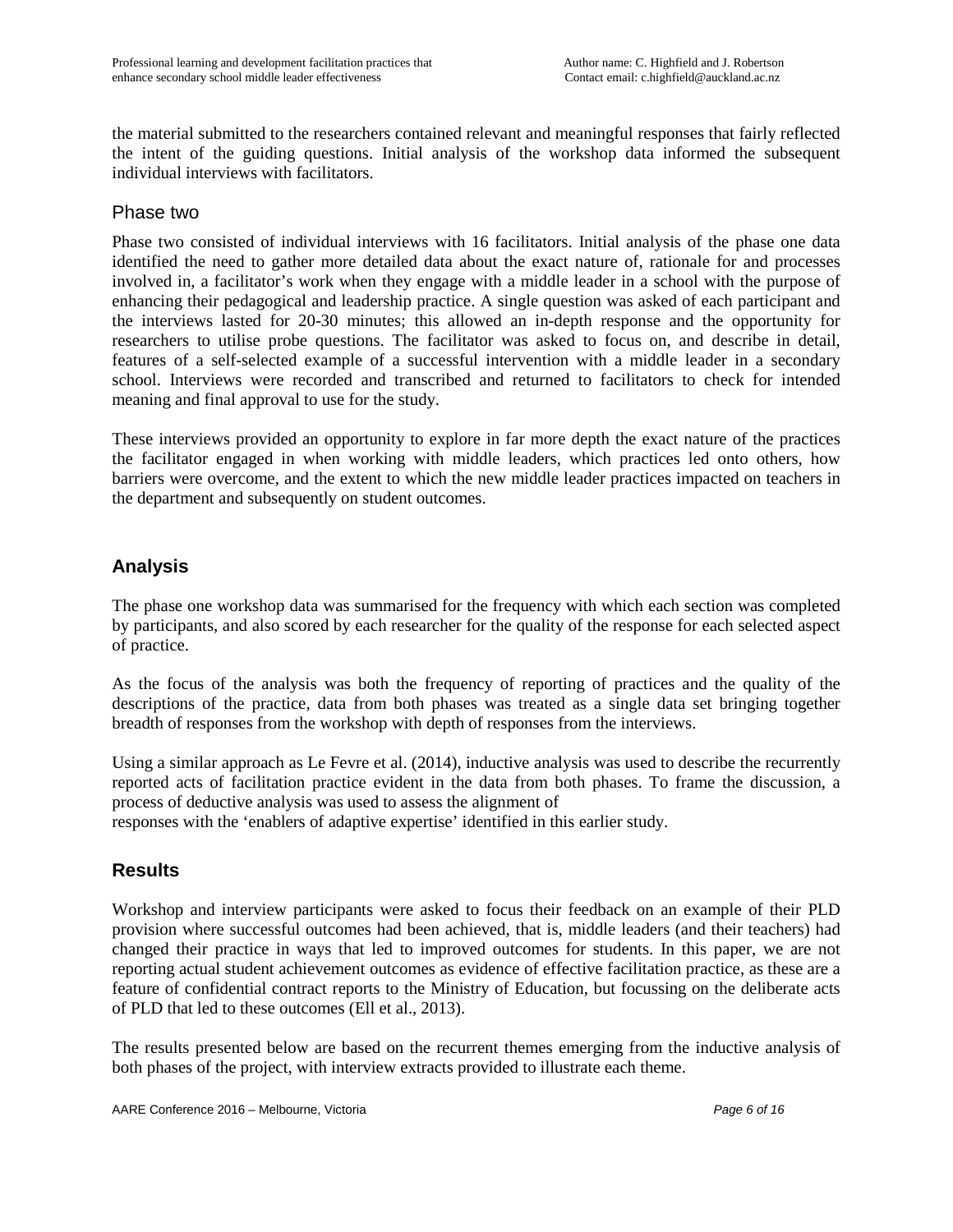the material submitted to the researchers contained relevant and meaningful responses that fairly reflected the intent of the guiding questions. Initial analysis of the workshop data informed the subsequent individual interviews with facilitators.

### Phase two

Phase two consisted of individual interviews with 16 facilitators. Initial analysis of the phase one data identified the need to gather more detailed data about the exact nature of, rationale for and processes involved in, a facilitator's work when they engage with a middle leader in a school with the purpose of enhancing their pedagogical and leadership practice. A single question was asked of each participant and the interviews lasted for 20-30 minutes; this allowed an in-depth response and the opportunity for researchers to utilise probe questions. The facilitator was asked to focus on, and describe in detail, features of a self-selected example of a successful intervention with a middle leader in a secondary school. Interviews were recorded and transcribed and returned to facilitators to check for intended meaning and final approval to use for the study.

These interviews provided an opportunity to explore in far more depth the exact nature of the practices the facilitator engaged in when working with middle leaders, which practices led onto others, how barriers were overcome, and the extent to which the new middle leader practices impacted on teachers in the department and subsequently on student outcomes.

## Analysis

The phase one workshop data was summarised for the frequency with which each section was completed by participants, and also scored by each researcher for the quality of the response for each selected aspect of practice.

As the focus of the analysis was both the frequency of reporting of practices and the quality of the descriptions of the practice, data from both phases was treated as a single data set bringing together breadth of responses from the workshop with depth of responses from the interviews.

Using a similar approach as Le Fevre et al. (2014), inductive analysis was used to describe the recurrently reported acts of facilitation practice evident in the data from both phases. To frame the discussion, a process of deductive analysis was used to assess the alignment of responses with the 'enablers of adaptive expertise' identified in this earlier study.

## Results

Workshop and interview participants were asked to focus their feedback on an example of their PLD provision where successful outcomes had been achieved, that is, middle leaders (and their teachers) had changed their practice in ways that led to improved outcomes for students. In this paper, we are not reporting actual student achievement outcomes as evidence of effective facilitation practice, as these are a feature of confidential contract reports to the Ministry of Education, but focussing on the deliberate acts of PLD that led to these outcomes (Ell et al., 2013).

The results presented below are based on the recurrent themes emerging from the inductive analysis of both phases of the project, with interview extracts provided to illustrate each theme.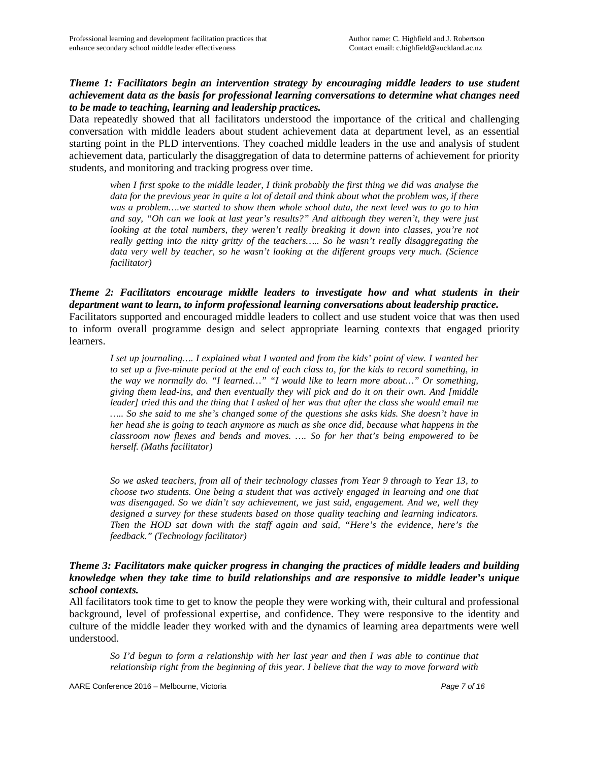***Theme 1: Facilitators begin an intervention strategy by encouraging middle leaders to use student achievement data as the basis for professional learning conversations to determine what changes need to be made to teaching, learning and leadership practices.***

Data repeatedly showed that all facilitators understood the importance of the critical and challenging conversation with middle leaders about student achievement data at department level, as an essential starting point in the PLD interventions. They coached middle leaders in the use and analysis of student achievement data, particularly the disaggregation of data to determine patterns of achievement for priority students, and monitoring and tracking progress over time.

> *when I first spoke to the middle leader, I think probably the first thing we did was analyse the data for the previous year in quite a lot of detail and think about what the problem was, if there was a problem….we started to show them whole school data, the next level was to go to him and say, "Oh can we look at last year's results?" And although they weren't, they were just looking at the total numbers, they weren't really breaking it down into classes, you're not really getting into the nitty gritty of the teachers….. So he wasn't really disaggregating the data very well by teacher, so he wasn't looking at the different groups very much. (Science facilitator)*

***Theme 2: Facilitators encourage middle leaders to investigate how and what students in their department want to learn, to inform professional learning conversations about leadership practice.***

Facilitators supported and encouraged middle leaders to collect and use student voice that was then used to inform overall programme design and select appropriate learning contexts that engaged priority learners.

> *I set up journaling…. I explained what I wanted and from the kids' point of view. I wanted her to set up a five-minute period at the end of each class to, for the kids to record something, in the way we normally do. "I learned…" "I would like to learn more about…" Or something, giving them lead-ins, and then eventually they will pick and do it on their own. And [middle leader] tried this and the thing that I asked of her was that after the class she would email me ….. So she said to me she's changed some of the questions she asks kids. She doesn't have in her head she is going to teach anymore as much as she once did, because what happens in the classroom now flexes and bends and moves. …. So for her that's being empowered to be herself. (Maths facilitator)*

> *So we asked teachers, from all of their technology classes from Year 9 through to Year 13, to choose two students. One being a student that was actively engaged in learning and one that was disengaged. So we didn't say achievement, we just said, engagement. And we, well they designed a survey for these students based on those quality teaching and learning indicators. Then the HOD sat down with the staff again and said, "Here's the evidence, here's the feedback." (Technology facilitator)*

***Theme 3: Facilitators make quicker progress in changing the practices of middle leaders and building knowledge when they take time to build relationships and are responsive to middle leader's unique school contexts.***

All facilitators took time to get to know the people they were working with, their cultural and professional background, level of professional expertise, and confidence. They were responsive to the identity and culture of the middle leader they worked with and the dynamics of learning area departments were well understood.

> *So I'd begun to form a relationship with her last year and then I was able to continue that relationship right from the beginning of this year. I believe that the way to move forward with*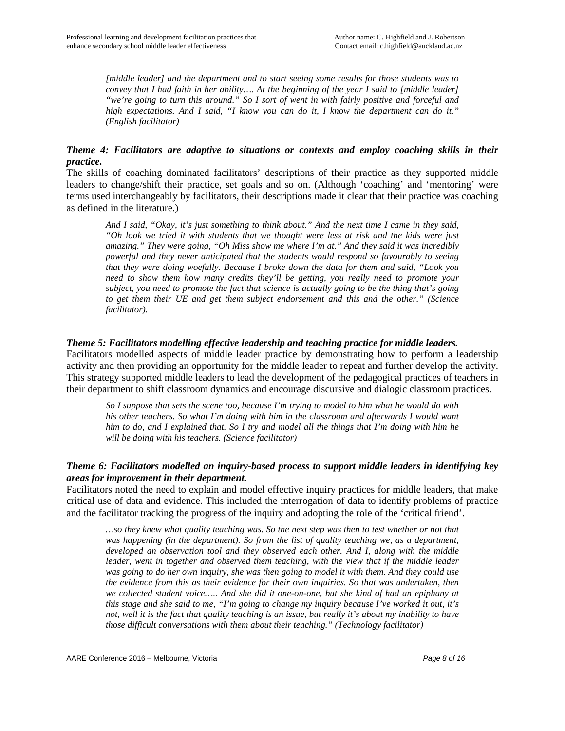> *[middle leader] and the department and to start seeing some results for those students was to convey that I had faith in her ability…. At the beginning of the year I said to [middle leader] "we're going to turn this around." So I sort of went in with fairly positive and forceful and high expectations. And I said, "I know you can do it, I know the department can do it." (English facilitator)*

### *Theme 4: Facilitators are adaptive to situations or contexts and employ coaching skills in their practice.*

The skills of coaching dominated facilitators' descriptions of their practice as they supported middle leaders to change/shift their practice, set goals and so on. (Although 'coaching' and 'mentoring' were terms used interchangeably by facilitators, their descriptions made it clear that their practice was coaching as defined in the literature.)

> *And I said, "Okay, it's just something to think about." And the next time I came in they said, "Oh look we tried it with students that we thought were less at risk and the kids were just amazing." They were going, "Oh Miss show me where I'm at." And they said it was incredibly powerful and they never anticipated that the students would respond so favourably to seeing that they were doing woefully. Because I broke down the data for them and said, "Look you need to show them how many credits they'll be getting, you really need to promote your subject, you need to promote the fact that science is actually going to be the thing that's going to get them their UE and get them subject endorsement and this and the other." (Science facilitator).*

### *Theme 5: Facilitators modelling effective leadership and teaching practice for middle leaders.*

Facilitators modelled aspects of middle leader practice by demonstrating how to perform a leadership activity and then providing an opportunity for the middle leader to repeat and further develop the activity. This strategy supported middle leaders to lead the development of the pedagogical practices of teachers in their department to shift classroom dynamics and encourage discursive and dialogic classroom practices.

> *So I suppose that sets the scene too, because I'm trying to model to him what he would do with his other teachers. So what I'm doing with him in the classroom and afterwards I would want him to do, and I explained that. So I try and model all the things that I'm doing with him he will be doing with his teachers. (Science facilitator)*

### *Theme 6: Facilitators modelled an inquiry-based process to support middle leaders in identifying key areas for improvement in their department.*

Facilitators noted the need to explain and model effective inquiry practices for middle leaders, that make critical use of data and evidence. This included the interrogation of data to identify problems of practice and the facilitator tracking the progress of the inquiry and adopting the role of the 'critical friend'.

> *…so they knew what quality teaching was. So the next step was then to test whether or not that was happening (in the department). So from the list of quality teaching we, as a department, developed an observation tool and they observed each other. And I, along with the middle leader, went in together and observed them teaching, with the view that if the middle leader was going to do her own inquiry, she was then going to model it with them. And they could use the evidence from this as their evidence for their own inquiries. So that was undertaken, then we collected student voice….. And she did it one-on-one, but she kind of had an epiphany at this stage and she said to me, "I'm going to change my inquiry because I've worked it out, it's not, well it is the fact that quality teaching is an issue, but really it's about my inability to have those difficult conversations with them about their teaching." (Technology facilitator)*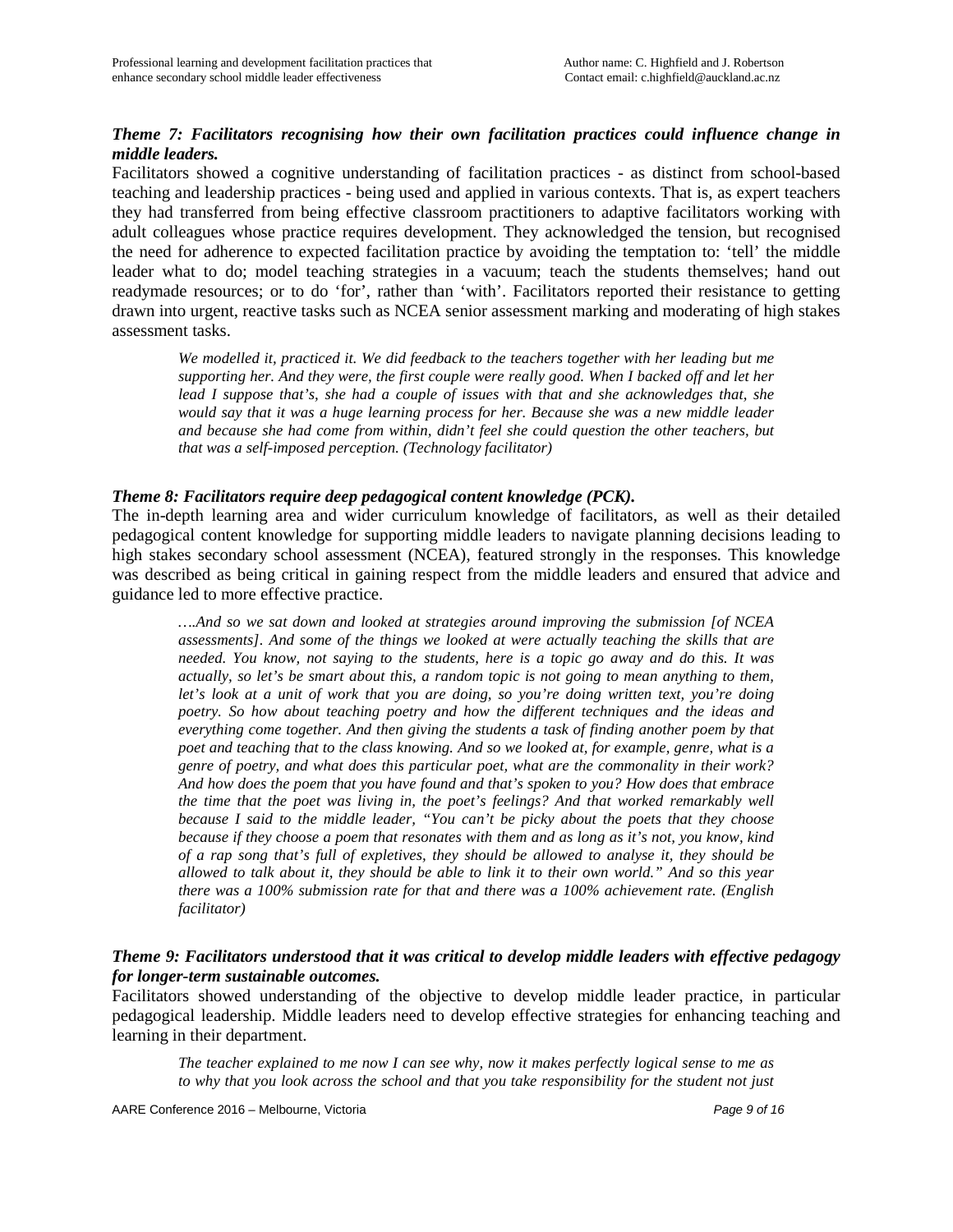### *Theme 7: Facilitators recognising how their own facilitation practices could influence change in middle leaders.*

Facilitators showed a cognitive understanding of facilitation practices - as distinct from school-based teaching and leadership practices - being used and applied in various contexts. That is, as expert teachers they had transferred from being effective classroom practitioners to adaptive facilitators working with adult colleagues whose practice requires development. They acknowledged the tension, but recognised the need for adherence to expected facilitation practice by avoiding the temptation to: 'tell' the middle leader what to do; model teaching strategies in a vacuum; teach the students themselves; hand out readymade resources; or to do 'for', rather than 'with'. Facilitators reported their resistance to getting drawn into urgent, reactive tasks such as NCEA senior assessment marking and moderating of high stakes assessment tasks.

> *We modelled it, practiced it. We did feedback to the teachers together with her leading but me supporting her. And they were, the first couple were really good. When I backed off and let her lead I suppose that's, she had a couple of issues with that and she acknowledges that, she would say that it was a huge learning process for her. Because she was a new middle leader and because she had come from within, didn't feel she could question the other teachers, but that was a self-imposed perception. (Technology facilitator)*

### *Theme 8: Facilitators require deep pedagogical content knowledge (PCK).*

The in-depth learning area and wider curriculum knowledge of facilitators, as well as their detailed pedagogical content knowledge for supporting middle leaders to navigate planning decisions leading to high stakes secondary school assessment (NCEA), featured strongly in the responses. This knowledge was described as being critical in gaining respect from the middle leaders and ensured that advice and guidance led to more effective practice.

> *….And so we sat down and looked at strategies around improving the submission [of NCEA assessments]. And some of the things we looked at were actually teaching the skills that are needed. You know, not saying to the students, here is a topic go away and do this. It was actually, so let's be smart about this, a random topic is not going to mean anything to them, let's look at a unit of work that you are doing, so you're doing written text, you're doing poetry. So how about teaching poetry and how the different techniques and the ideas and everything come together. And then giving the students a task of finding another poem by that poet and teaching that to the class knowing. And so we looked at, for example, genre, what is a genre of poetry, and what does this particular poet, what are the commonality in their work? And how does the poem that you have found and that's spoken to you? How does that embrace the time that the poet was living in, the poet's feelings? And that worked remarkably well because I said to the middle leader, "You can't be picky about the poets that they choose because if they choose a poem that resonates with them and as long as it's not, you know, kind of a rap song that's full of expletives, they should be allowed to analyse it, they should be allowed to talk about it, they should be able to link it to their own world." And so this year there was a 100% submission rate for that and there was a 100% achievement rate. (English facilitator)*

### *Theme 9: Facilitators understood that it was critical to develop middle leaders with effective pedagogy for longer-term sustainable outcomes.*

Facilitators showed understanding of the objective to develop middle leader practice, in particular pedagogical leadership. Middle leaders need to develop effective strategies for enhancing teaching and learning in their department.

> *The teacher explained to me now I can see why, now it makes perfectly logical sense to me as to why that you look across the school and that you take responsibility for the student not just*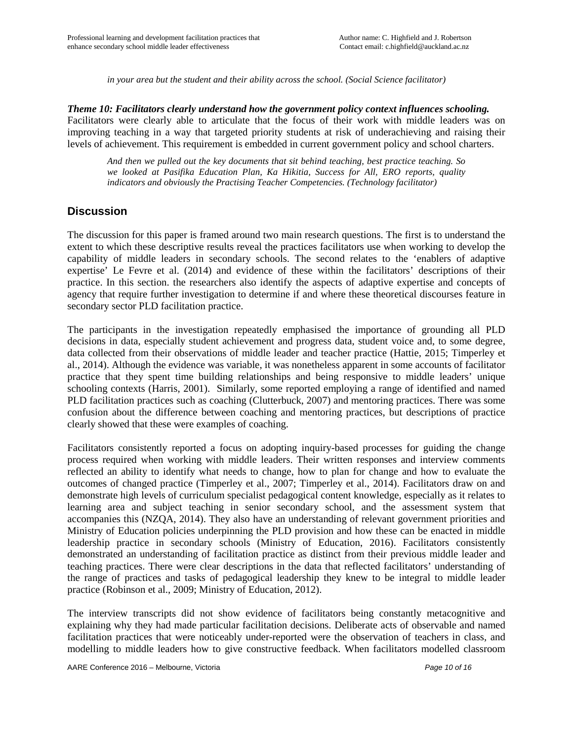*in your area but the student and their ability across the school. (Social Science facilitator)*

***Theme 10: Facilitators clearly understand how the government policy context influences schooling.***
Facilitators were clearly able to articulate that the focus of their work with middle leaders was on improving teaching in a way that targeted priority students at risk of underachieving and raising their levels of achievement. This requirement is embedded in current government policy and school charters.

> *And then we pulled out the key documents that sit behind teaching, best practice teaching. So we looked at Pasifika Education Plan, Ka Hikitia, Success for All, ERO reports, quality indicators and obviously the Practising Teacher Competencies. (Technology facilitator)*

## Discussion

The discussion for this paper is framed around two main research questions. The first is to understand the extent to which these descriptive results reveal the practices facilitators use when working to develop the capability of middle leaders in secondary schools. The second relates to the 'enablers of adaptive expertise' Le Fevre et al. (2014) and evidence of these within the facilitators' descriptions of their practice. In this section. the researchers also identify the aspects of adaptive expertise and concepts of agency that require further investigation to determine if and where these theoretical discourses feature in secondary sector PLD facilitation practice.

The participants in the investigation repeatedly emphasised the importance of grounding all PLD decisions in data, especially student achievement and progress data, student voice and, to some degree, data collected from their observations of middle leader and teacher practice (Hattie, 2015; Timperley et al., 2014). Although the evidence was variable, it was nonetheless apparent in some accounts of facilitator practice that they spent time building relationships and being responsive to middle leaders' unique schooling contexts (Harris, 2001). Similarly, some reported employing a range of identified and named PLD facilitation practices such as coaching (Clutterbuck, 2007) and mentoring practices. There was some confusion about the difference between coaching and mentoring practices, but descriptions of practice clearly showed that these were examples of coaching.

Facilitators consistently reported a focus on adopting inquiry-based processes for guiding the change process required when working with middle leaders. Their written responses and interview comments reflected an ability to identify what needs to change, how to plan for change and how to evaluate the outcomes of changed practice (Timperley et al., 2007; Timperley et al., 2014). Facilitators draw on and demonstrate high levels of curriculum specialist pedagogical content knowledge, especially as it relates to learning area and subject teaching in senior secondary school, and the assessment system that accompanies this (NZQA, 2014). They also have an understanding of relevant government priorities and Ministry of Education policies underpinning the PLD provision and how these can be enacted in middle leadership practice in secondary schools (Ministry of Education, 2016). Facilitators consistently demonstrated an understanding of facilitation practice as distinct from their previous middle leader and teaching practices. There were clear descriptions in the data that reflected facilitators' understanding of the range of practices and tasks of pedagogical leadership they knew to be integral to middle leader practice (Robinson et al., 2009; Ministry of Education, 2012).

The interview transcripts did not show evidence of facilitators being constantly metacognitive and explaining why they had made particular facilitation decisions. Deliberate acts of observable and named facilitation practices that were noticeably under-reported were the observation of teachers in class, and modelling to middle leaders how to give constructive feedback. When facilitators modelled classroom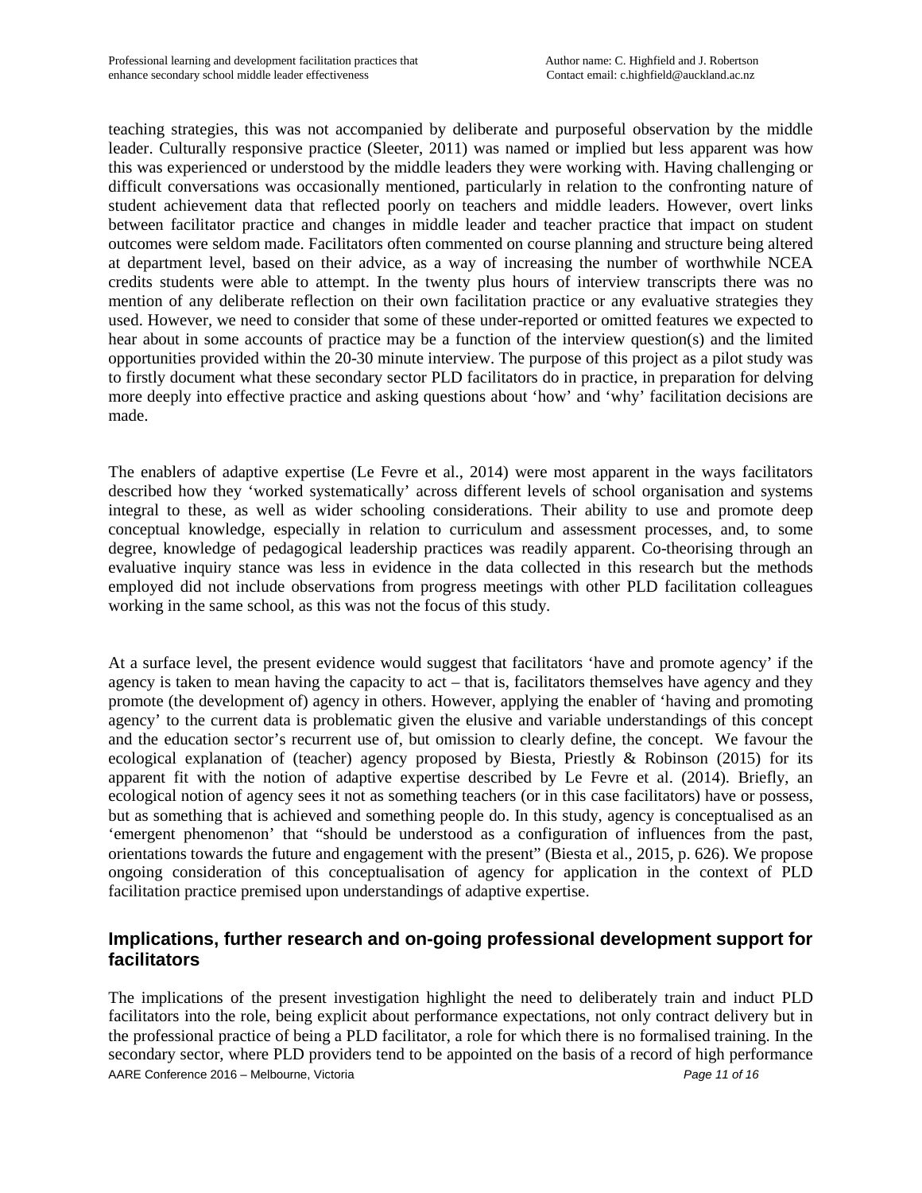teaching strategies, this was not accompanied by deliberate and purposeful observation by the middle leader. Culturally responsive practice (Sleeter, 2011) was named or implied but less apparent was how this was experienced or understood by the middle leaders they were working with. Having challenging or difficult conversations was occasionally mentioned, particularly in relation to the confronting nature of student achievement data that reflected poorly on teachers and middle leaders. However, overt links between facilitator practice and changes in middle leader and teacher practice that impact on student outcomes were seldom made. Facilitators often commented on course planning and structure being altered at department level, based on their advice, as a way of increasing the number of worthwhile NCEA credits students were able to attempt. In the twenty plus hours of interview transcripts there was no mention of any deliberate reflection on their own facilitation practice or any evaluative strategies they used. However, we need to consider that some of these under-reported or omitted features we expected to hear about in some accounts of practice may be a function of the interview question(s) and the limited opportunities provided within the 20-30 minute interview. The purpose of this project as a pilot study was to firstly document what these secondary sector PLD facilitators do in practice, in preparation for delving more deeply into effective practice and asking questions about 'how' and 'why' facilitation decisions are made.

The enablers of adaptive expertise (Le Fevre et al., 2014) were most apparent in the ways facilitators described how they 'worked systematically' across different levels of school organisation and systems integral to these, as well as wider schooling considerations. Their ability to use and promote deep conceptual knowledge, especially in relation to curriculum and assessment processes, and, to some degree, knowledge of pedagogical leadership practices was readily apparent. Co-theorising through an evaluative inquiry stance was less in evidence in the data collected in this research but the methods employed did not include observations from progress meetings with other PLD facilitation colleagues working in the same school, as this was not the focus of this study.

At a surface level, the present evidence would suggest that facilitators 'have and promote agency' if the agency is taken to mean having the capacity to act – that is, facilitators themselves have agency and they promote (the development of) agency in others. However, applying the enabler of 'having and promoting agency' to the current data is problematic given the elusive and variable understandings of this concept and the education sector's recurrent use of, but omission to clearly define, the concept. We favour the ecological explanation of (teacher) agency proposed by Biesta, Priestly & Robinson (2015) for its apparent fit with the notion of adaptive expertise described by Le Fevre et al. (2014). Briefly, an ecological notion of agency sees it not as something teachers (or in this case facilitators) have or possess, but as something that is achieved and something people do. In this study, agency is conceptualised as an 'emergent phenomenon' that "should be understood as a configuration of influences from the past, orientations towards the future and engagement with the present" (Biesta et al., 2015, p. 626). We propose ongoing consideration of this conceptualisation of agency for application in the context of PLD facilitation practice premised upon understandings of adaptive expertise.

## Implications, further research and on-going professional development support for facilitators

The implications of the present investigation highlight the need to deliberately train and induct PLD facilitators into the role, being explicit about performance expectations, not only contract delivery but in the professional practice of being a PLD facilitator, a role for which there is no formalised training. In the secondary sector, where PLD providers tend to be appointed on the basis of a record of high performance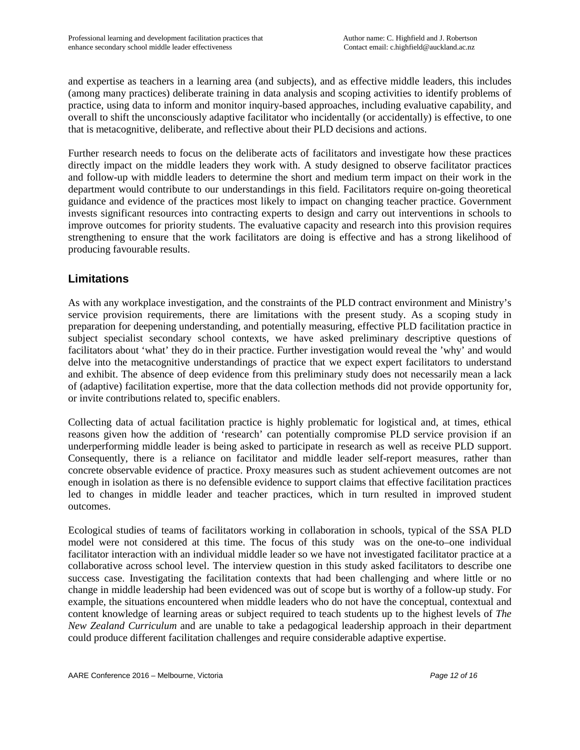and expertise as teachers in a learning area (and subjects), and as effective middle leaders, this includes (among many practices) deliberate training in data analysis and scoping activities to identify problems of practice, using data to inform and monitor inquiry-based approaches, including evaluative capability, and overall to shift the unconsciously adaptive facilitator who incidentally (or accidentally) is effective, to one that is metacognitive, deliberate, and reflective about their PLD decisions and actions.

Further research needs to focus on the deliberate acts of facilitators and investigate how these practices directly impact on the middle leaders they work with. A study designed to observe facilitator practices and follow-up with middle leaders to determine the short and medium term impact on their work in the department would contribute to our understandings in this field. Facilitators require on-going theoretical guidance and evidence of the practices most likely to impact on changing teacher practice. Government invests significant resources into contracting experts to design and carry out interventions in schools to improve outcomes for priority students. The evaluative capacity and research into this provision requires strengthening to ensure that the work facilitators are doing is effective and has a strong likelihood of producing favourable results.

## Limitations

As with any workplace investigation, and the constraints of the PLD contract environment and Ministry's service provision requirements, there are limitations with the present study. As a scoping study in preparation for deepening understanding, and potentially measuring, effective PLD facilitation practice in subject specialist secondary school contexts, we have asked preliminary descriptive questions of facilitators about 'what' they do in their practice. Further investigation would reveal the 'why' and would delve into the metacognitive understandings of practice that we expect expert facilitators to understand and exhibit. The absence of deep evidence from this preliminary study does not necessarily mean a lack of (adaptive) facilitation expertise, more that the data collection methods did not provide opportunity for, or invite contributions related to, specific enablers.

Collecting data of actual facilitation practice is highly problematic for logistical and, at times, ethical reasons given how the addition of 'research' can potentially compromise PLD service provision if an underperforming middle leader is being asked to participate in research as well as receive PLD support. Consequently, there is a reliance on facilitator and middle leader self-report measures, rather than concrete observable evidence of practice. Proxy measures such as student achievement outcomes are not enough in isolation as there is no defensible evidence to support claims that effective facilitation practices led to changes in middle leader and teacher practices, which in turn resulted in improved student outcomes.

Ecological studies of teams of facilitators working in collaboration in schools, typical of the SSA PLD model were not considered at this time. The focus of this study was on the one-to–one individual facilitator interaction with an individual middle leader so we have not investigated facilitator practice at a collaborative across school level. The interview question in this study asked facilitators to describe one success case. Investigating the facilitation contexts that had been challenging and where little or no change in middle leadership had been evidenced was out of scope but is worthy of a follow-up study. For example, the situations encountered when middle leaders who do not have the conceptual, contextual and content knowledge of learning areas or subject required to teach students up to the highest levels of *The New Zealand Curriculum* and are unable to take a pedagogical leadership approach in their department could produce different facilitation challenges and require considerable adaptive expertise.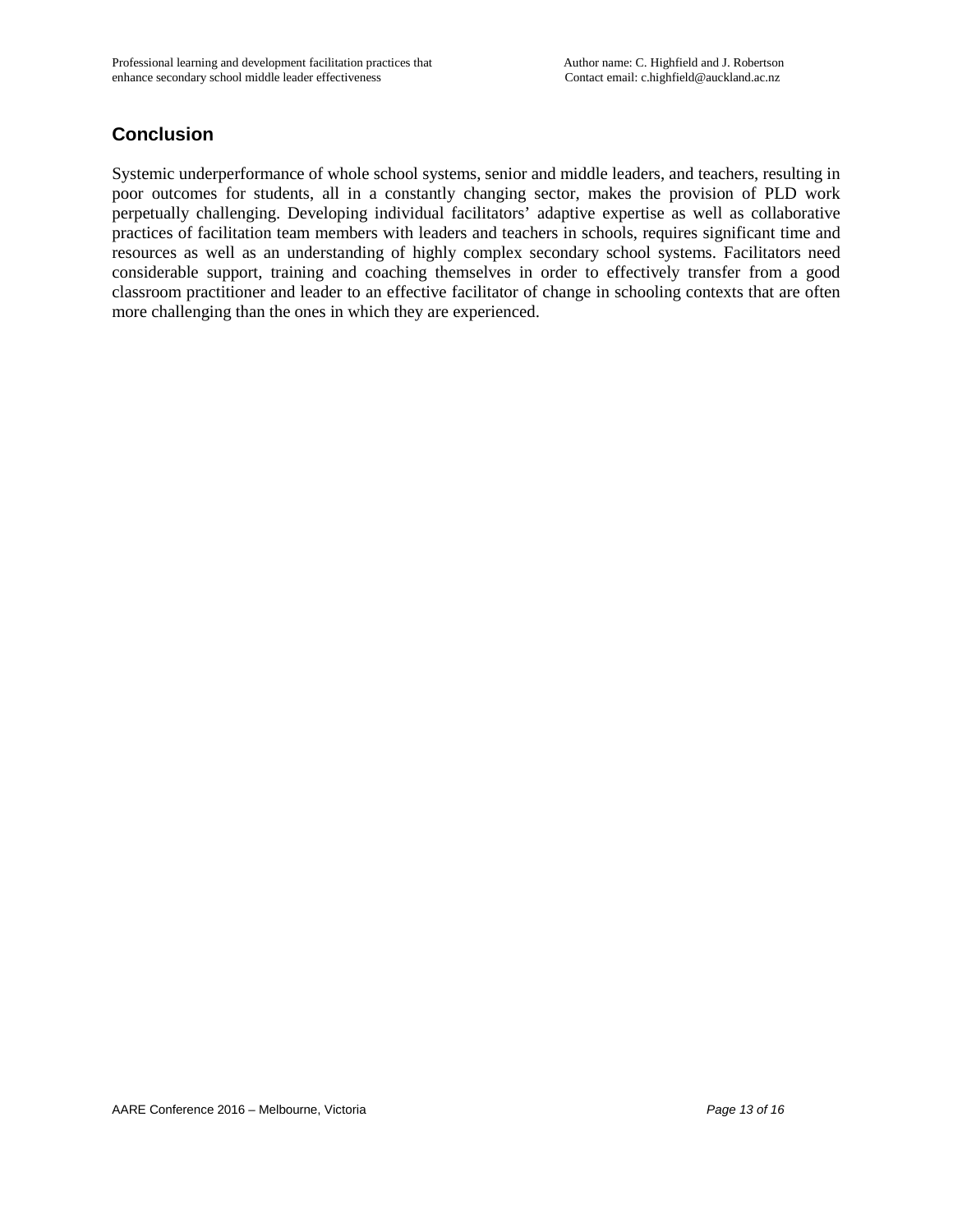## Conclusion

Systemic underperformance of whole school systems, senior and middle leaders, and teachers, resulting in poor outcomes for students, all in a constantly changing sector, makes the provision of PLD work perpetually challenging. Developing individual facilitators' adaptive expertise as well as collaborative practices of facilitation team members with leaders and teachers in schools, requires significant time and resources as well as an understanding of highly complex secondary school systems. Facilitators need considerable support, training and coaching themselves in order to effectively transfer from a good classroom practitioner and leader to an effective facilitator of change in schooling contexts that are often more challenging than the ones in which they are experienced.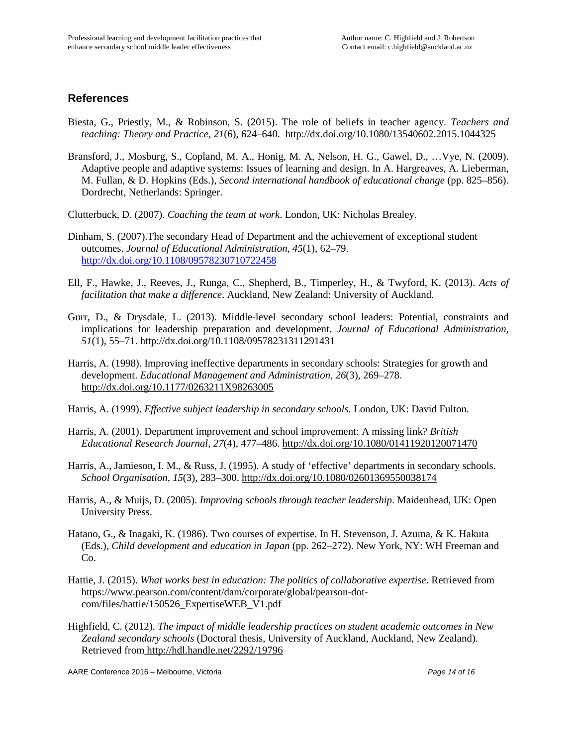## References

Biesta, G., Priestly, M., & Robinson, S. (2015). The role of beliefs in teacher agency. *Teachers and teaching: Theory and Practice, 21*(6), 624–640. http://dx.doi.org/10.1080/13540602.2015.1044325

Bransford, J., Mosburg, S., Copland, M. A., Honig, M. A, Nelson, H. G., Gawel, D., …Vye, N. (2009). Adaptive people and adaptive systems: Issues of learning and design. In A. Hargreaves, A. Lieberman, M. Fullan, & D. Hopkins (Eds.), *Second international handbook of educational change* (pp. 825–856). Dordrecht, Netherlands: Springer.

Clutterbuck, D. (2007). *Coaching the team at work*. London, UK: Nicholas Brealey.

Dinham, S. (2007).The secondary Head of Department and the achievement of exceptional student outcomes. *Journal of Educational Administration, 45*(1), 62–79. http://dx.doi.org/10.1108/09578230710722458

Ell, F., Hawke, J., Reeves, J., Runga, C., Shepherd, B., Timperley, H., & Twyford, K. (2013). *Acts of facilitation that make a difference*. Auckland, New Zealand: University of Auckland.

Gurr, D., & Drysdale, L. (2013). Middle-level secondary school leaders: Potential, constraints and implications for leadership preparation and development. *Journal of Educational Administration, 51*(1), 55–71. http://dx.doi.org/10.1108/09578231311291431

Harris, A. (1998). Improving ineffective departments in secondary schools: Strategies for growth and development. *Educational Management and Administration, 26*(3), 269–278. http://dx.doi.org/10.1177/0263211X98263005

Harris, A. (1999). *Effective subject leadership in secondary schools*. London, UK: David Fulton.

Harris, A. (2001). Department improvement and school improvement: A missing link? *British Educational Research Journal, 27*(4), 477–486. http://dx.doi.org/10.1080/01411920120071470

Harris, A., Jamieson, I. M., & Russ, J. (1995). A study of 'effective' departments in secondary schools. *School Organisation, 15*(3), 283–300. http://dx.doi.org/10.1080/02601369550038174

Harris, A., & Muijs, D. (2005). *Improving schools through teacher leadership*. Maidenhead, UK: Open University Press.

Hatano, G., & Inagaki, K. (1986). Two courses of expertise. In H. Stevenson, J. Azuma, & K. Hakuta (Eds.), *Child development and education in Japan* (pp. 262–272). New York, NY: WH Freeman and Co.

Hattie, J. (2015). *What works best in education: The politics of collaborative expertise*. Retrieved from https://www.pearson.com/content/dam/corporate/global/pearson-dot-com/files/hattie/150526_ExpertiseWEB_V1.pdf

Highfield, C. (2012). *The impact of middle leadership practices on student academic outcomes in New Zealand secondary schools* (Doctoral thesis, University of Auckland, Auckland, New Zealand). Retrieved from http://hdl.handle.net/2292/19796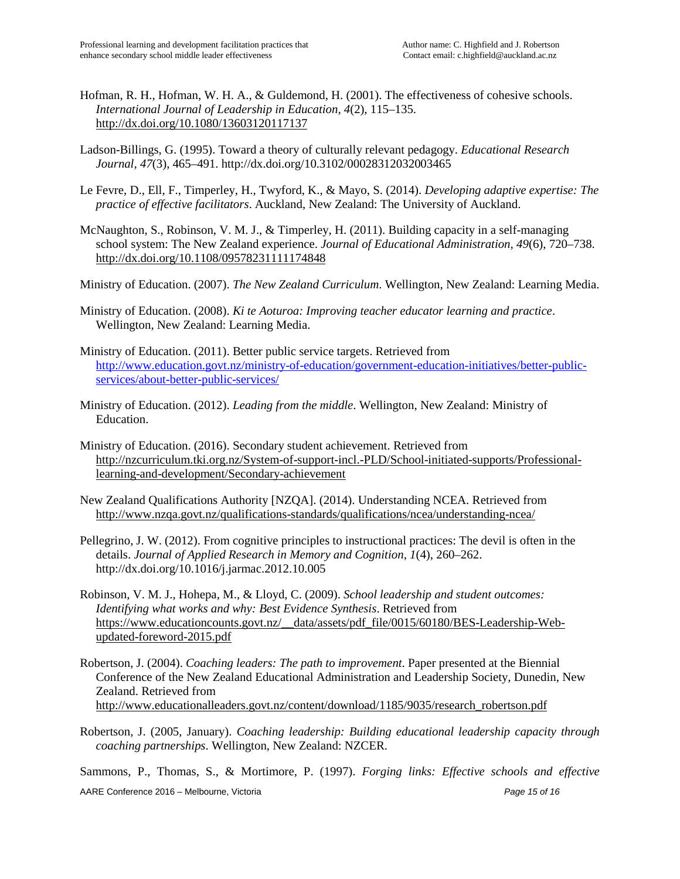Hofman, R. H., Hofman, W. H. A., & Guldemond, H. (2001). The effectiveness of cohesive schools. *International Journal of Leadership in Education*, *4*(2), 115–135. http://dx.doi.org/10.1080/13603120117137

Ladson-Billings, G. (1995). Toward a theory of culturally relevant pedagogy. *Educational Research Journal, 47*(3), 465–491. http://dx.doi.org/10.3102/00028312032003465

Le Fevre, D., Ell, F., Timperley, H., Twyford, K., & Mayo, S. (2014). *Developing adaptive expertise: The practice of effective facilitators*. Auckland, New Zealand: The University of Auckland.

McNaughton, S., Robinson, V. M. J., & Timperley, H. (2011). Building capacity in a self-managing school system: The New Zealand experience. *Journal of Educational Administration, 49*(6), 720–738. http://dx.doi.org/10.1108/09578231111174848

Ministry of Education. (2007). *The New Zealand Curriculum*. Wellington, New Zealand: Learning Media.

Ministry of Education. (2008). *Ki te Aoturoa: Improving teacher educator learning and practice*. Wellington, New Zealand: Learning Media.

Ministry of Education. (2011). Better public service targets. Retrieved from http://www.education.govt.nz/ministry-of-education/government-education-initiatives/better-public-services/about-better-public-services/

Ministry of Education. (2012). *Leading from the middle*. Wellington, New Zealand: Ministry of Education.

Ministry of Education. (2016). Secondary student achievement. Retrieved from http://nzcurriculum.tki.org.nz/System-of-support-incl.-PLD/School-initiated-supports/Professional-learning-and-development/Secondary-achievement

New Zealand Qualifications Authority [NZQA]. (2014). Understanding NCEA. Retrieved from http://www.nzqa.govt.nz/qualifications-standards/qualifications/ncea/understanding-ncea/

Pellegrino, J. W. (2012). From cognitive principles to instructional practices: The devil is often in the details. *Journal of Applied Research in Memory and Cognition*, *1*(4), 260–262. http://dx.doi.org/10.1016/j.jarmac.2012.10.005

Robinson, V. M. J., Hohepa, M., & Lloyd, C. (2009). *School leadership and student outcomes: Identifying what works and why: Best Evidence Synthesis*. Retrieved from https://www.educationcounts.govt.nz/__data/assets/pdf_file/0015/60180/BES-Leadership-Web-updated-foreword-2015.pdf

Robertson, J. (2004). *Coaching leaders: The path to improvement*. Paper presented at the Biennial Conference of the New Zealand Educational Administration and Leadership Society, Dunedin, New Zealand. Retrieved from http://www.educationalleaders.govt.nz/content/download/1185/9035/research_robertson.pdf

Robertson, J. (2005, January). *Coaching leadership: Building educational leadership capacity through coaching partnerships*. Wellington, New Zealand: NZCER.

Sammons, P., Thomas, S., & Mortimore, P. (1997). *Forging links: Effective schools and effective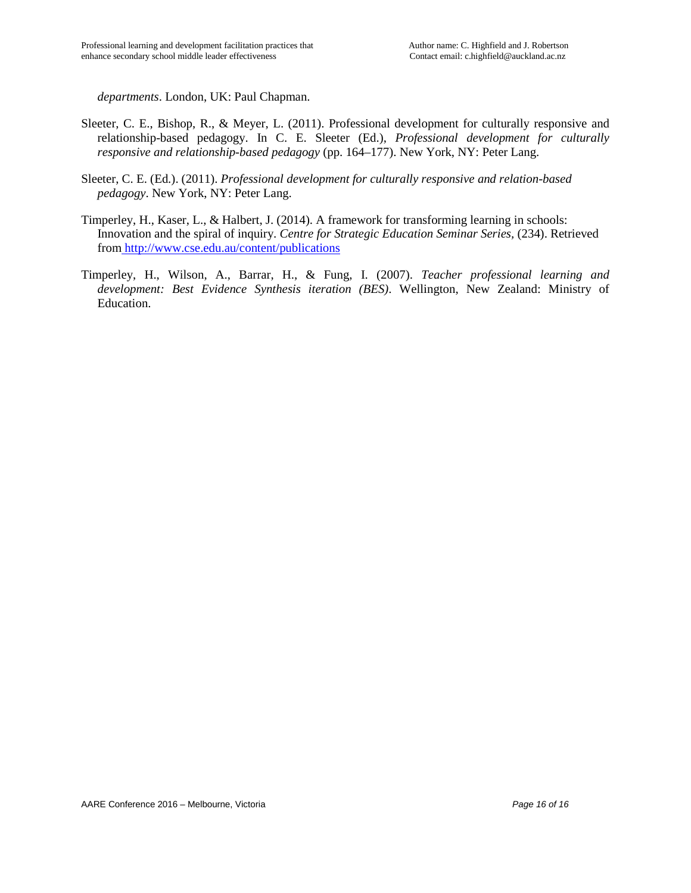*departments*. London, UK: Paul Chapman.

Sleeter, C. E., Bishop, R., & Meyer, L. (2011). Professional development for culturally responsive and relationship-based pedagogy. In C. E. Sleeter (Ed.), *Professional development for culturally responsive and relationship-based pedagogy* (pp. 164–177). New York, NY: Peter Lang.

Sleeter, C. E. (Ed.). (2011). *Professional development for culturally responsive and relation-based pedagogy*. New York, NY: Peter Lang.

Timperley, H., Kaser, L., & Halbert, J. (2014). A framework for transforming learning in schools: Innovation and the spiral of inquiry. *Centre for Strategic Education Seminar Series,* (234). Retrieved from http://www.cse.edu.au/content/publications

Timperley, H., Wilson, A., Barrar, H., & Fung, I. (2007). *Teacher professional learning and development: Best Evidence Synthesis iteration (BES)*. Wellington, New Zealand: Ministry of Education.